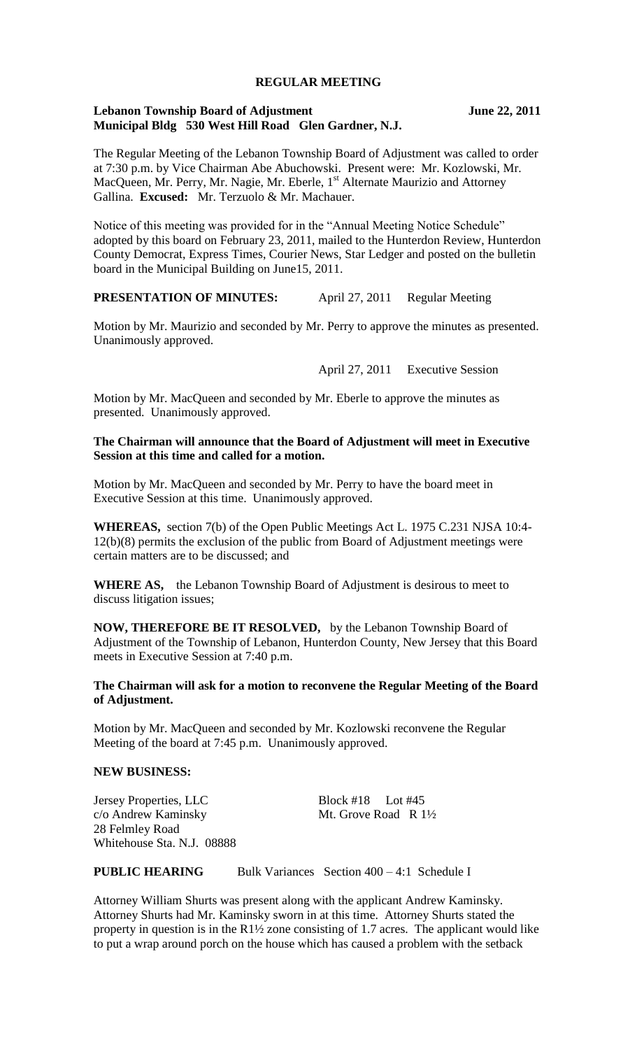**REGULAR MEETING**

**Lebanon Township Board of Adjustment June 22, 2011**
**Municipal Bldg 530 West Hill Road Glen Gardner, N.J.**

The Regular Meeting of the Lebanon Township Board of Adjustment was called to order at 7:30 p.m. by Vice Chairman Abe Abuchowski. Present were: Mr. Kozlowski, Mr. MacQueen, Mr. Perry, Mr. Nagie, Mr. Eberle, 1st Alternate Maurizio and Attorney Gallina. **Excused:** Mr. Terzuolo & Mr. Machauer.

Notice of this meeting was provided for in the "Annual Meeting Notice Schedule" adopted by this board on February 23, 2011, mailed to the Hunterdon Review, Hunterdon County Democrat, Express Times, Courier News, Star Ledger and posted on the bulletin board in the Municipal Building on June15, 2011.

**PRESENTATION OF MINUTES:** April 27, 2011 Regular Meeting

Motion by Mr. Maurizio and seconded by Mr. Perry to approve the minutes as presented. Unanimously approved.

April 27, 2011 Executive Session

Motion by Mr. MacQueen and seconded by Mr. Eberle to approve the minutes as presented. Unanimously approved.

**The Chairman will announce that the Board of Adjustment will meet in Executive Session at this time and called for a motion.**

Motion by Mr. MacQueen and seconded by Mr. Perry to have the board meet in Executive Session at this time. Unanimously approved.

**WHEREAS,** section 7(b) of the Open Public Meetings Act L. 1975 C.231 NJSA 10:4-12(b)(8) permits the exclusion of the public from Board of Adjustment meetings were certain matters are to be discussed; and

**WHERE AS,** the Lebanon Township Board of Adjustment is desirous to meet to discuss litigation issues;

**NOW, THEREFORE BE IT RESOLVED,** by the Lebanon Township Board of Adjustment of the Township of Lebanon, Hunterdon County, New Jersey that this Board meets in Executive Session at 7:40 p.m.

**The Chairman will ask for a motion to reconvene the Regular Meeting of the Board of Adjustment.**

Motion by Mr. MacQueen and seconded by Mr. Kozlowski reconvene the Regular Meeting of the board at 7:45 p.m. Unanimously approved.

**NEW BUSINESS:**

Jersey Properties, LLC Block #18 Lot #45
c/o Andrew Kaminsky Mt. Grove Road R 1½
28 Felmley Road
Whitehouse Sta. N.J. 08888

**PUBLIC HEARING** Bulk Variances Section 400 – 4:1 Schedule I

Attorney William Shurts was present along with the applicant Andrew Kaminsky. Attorney Shurts had Mr. Kaminsky sworn in at this time. Attorney Shurts stated the property in question is in the R1½ zone consisting of 1.7 acres. The applicant would like to put a wrap around porch on the house which has caused a problem with the setback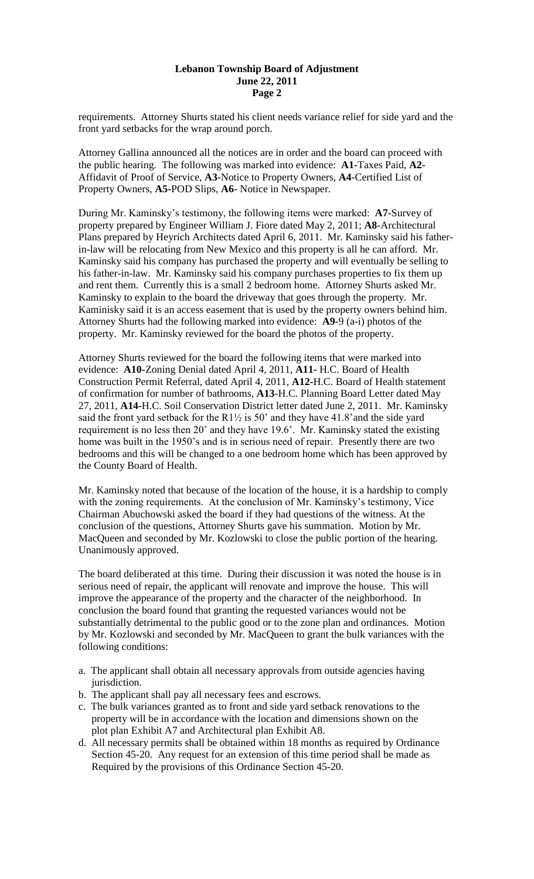requirements. Attorney Shurts stated his client needs variance relief for side yard and the front yard setbacks for the wrap around porch.

Attorney Gallina announced all the notices are in order and the board can proceed with the public hearing. The following was marked into evidence: **A1-**Taxes Paid, **A2-** Affidavit of Proof of Service, **A3**-Notice to Property Owners, **A4**-Certified List of Property Owners, **A5-**POD Slips, **A6**- Notice in Newspaper.

During Mr. Kaminsky's testimony, the following items were marked: **A7**-Survey of property prepared by Engineer William J. Fiore dated May 2, 2011; **A8**-Architectural Plans prepared by Heyrich Architects dated April 6, 2011. Mr. Kaminsky said his father-in-law will be relocating from New Mexico and this property is all he can afford. Mr. Kaminsky said his company has purchased the property and will eventually be selling to his father-in-law. Mr. Kaminsky said his company purchases properties to fix them up and rent them. Currently this is a small 2 bedroom home. Attorney Shurts asked Mr. Kaminsky to explain to the board the driveway that goes through the property. Mr. Kaminisky said it is an access easement that is used by the property owners behind him. Attorney Shurts had the following marked into evidence: **A9-**9 (a-i) photos of the property. Mr. Kaminsky reviewed for the board the photos of the property.

Attorney Shurts reviewed for the board the following items that were marked into evidence: **A10-**Zoning Denial dated April 4, 2011, **A11-** H.C. Board of Health Construction Permit Referral, dated April 4, 2011, **A12-**H.C. Board of Health statement of confirmation for number of bathrooms, **A13**-H.C. Planning Board Letter dated May 27, 2011, **A14-**H.C. Soil Conservation District letter dated June 2, 2011. Mr. Kaminsky said the front yard setback for the R1½ is 50' and they have 41.8'and the side yard requirement is no less then 20' and they have 19.6'. Mr. Kaminsky stated the existing home was built in the 1950's and is in serious need of repair. Presently there are two bedrooms and this will be changed to a one bedroom home which has been approved by the County Board of Health.

Mr. Kaminsky noted that because of the location of the house, it is a hardship to comply with the zoning requirements. At the conclusion of Mr. Kaminsky's testimony, Vice Chairman Abuchowski asked the board if they had questions of the witness. At the conclusion of the questions, Attorney Shurts gave his summation. Motion by Mr. MacQueen and seconded by Mr. Kozlowski to close the public portion of the hearing. Unanimously approved.

The board deliberated at this time. During their discussion it was noted the house is in serious need of repair, the applicant will renovate and improve the house. This will improve the appearance of the property and the character of the neighborhood. In conclusion the board found that granting the requested variances would not be substantially detrimental to the public good or to the zone plan and ordinances. Motion by Mr. Kozlowski and seconded by Mr. MacQueen to grant the bulk variances with the following conditions:

a. The applicant shall obtain all necessary approvals from outside agencies having jurisdiction.
b. The applicant shall pay all necessary fees and escrows.
c. The bulk variances granted as to front and side yard setback renovations to the property will be in accordance with the location and dimensions shown on the plot plan Exhibit A7 and Architectural plan Exhibit A8.
d. All necessary permits shall be obtained within 18 months as required by Ordinance Section 45-20. Any request for an extension of this time period shall be made as Required by the provisions of this Ordinance Section 45-20.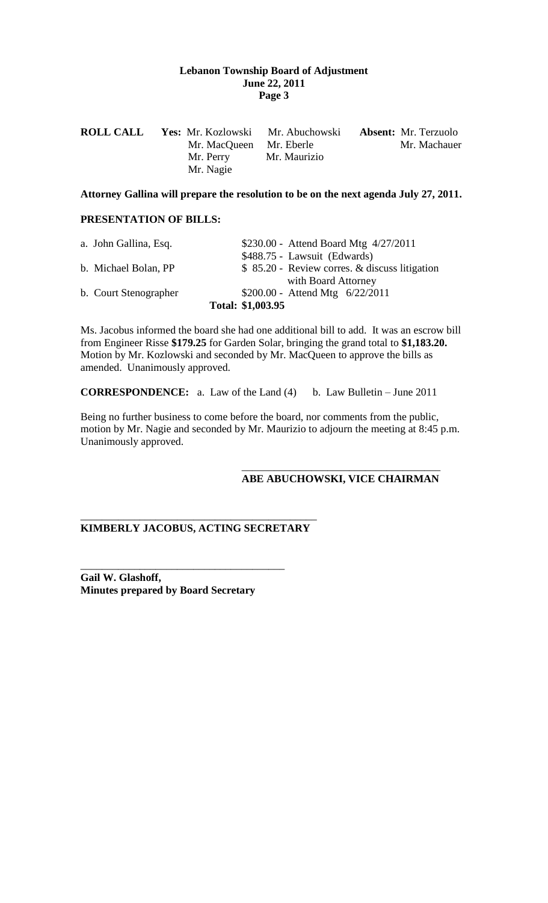**ROLL CALL** **Yes:** Mr. Kozlowski, Mr. Abuchowski, Mr. MacQueen, Mr. Eberle, Mr. Perry, Mr. Maurizio, Mr. Nagie **Absent:** Mr. Terzuolo, Mr. Machauer

**Attorney Gallina will prepare the resolution to be on the next agenda July 27, 2011.**

**PRESENTATION OF BILLS:**

| | |
|---|---|
| a. John Gallina, Esq. | \$230.00 - Attend Board Mtg 4/27/2011 |
| | \$488.75 - Lawsuit (Edwards) |
| b. Michael Bolan, PP | \$ 85.20 - Review corres. & discuss litigation with Board Attorney |
| b. Court Stenographer | \$200.00 - Attend Mtg 6/22/2011 |
| | **Total: \$1,003.95** |

Ms. Jacobus informed the board she had one additional bill to add. It was an escrow bill from Engineer Risse **\$179.25** for Garden Solar, bringing the grand total to **\$1,183.20.** Motion by Mr. Kozlowski and seconded by Mr. MacQueen to approve the bills as amended. Unanimously approved.

**CORRESPONDENCE:** a. Law of the Land (4) b. Law Bulletin – June 2011

Being no further business to come before the board, nor comments from the public, motion by Mr. Nagie and seconded by Mr. Maurizio to adjourn the meeting at 8:45 p.m. Unanimously approved.

\_\_\_\_\_\_\_\_\_\_\_\_\_\_\_\_\_\_\_\_\_\_\_\_\_\_\_\_\_\_\_\_\_\_\_\_
**ABE ABUCHOWSKI, VICE CHAIRMAN**

\_\_\_\_\_\_\_\_\_\_\_\_\_\_\_\_\_\_\_\_\_\_\_\_\_\_\_\_\_\_\_\_\_\_\_\_
**KIMBERLY JACOBUS, ACTING SECRETARY**

\_\_\_\_\_\_\_\_\_\_\_\_\_\_\_\_\_\_\_\_\_\_\_\_\_\_\_\_\_\_\_\_\_\_\_\_
**Gail W. Glashoff,**
**Minutes prepared by Board Secretary**